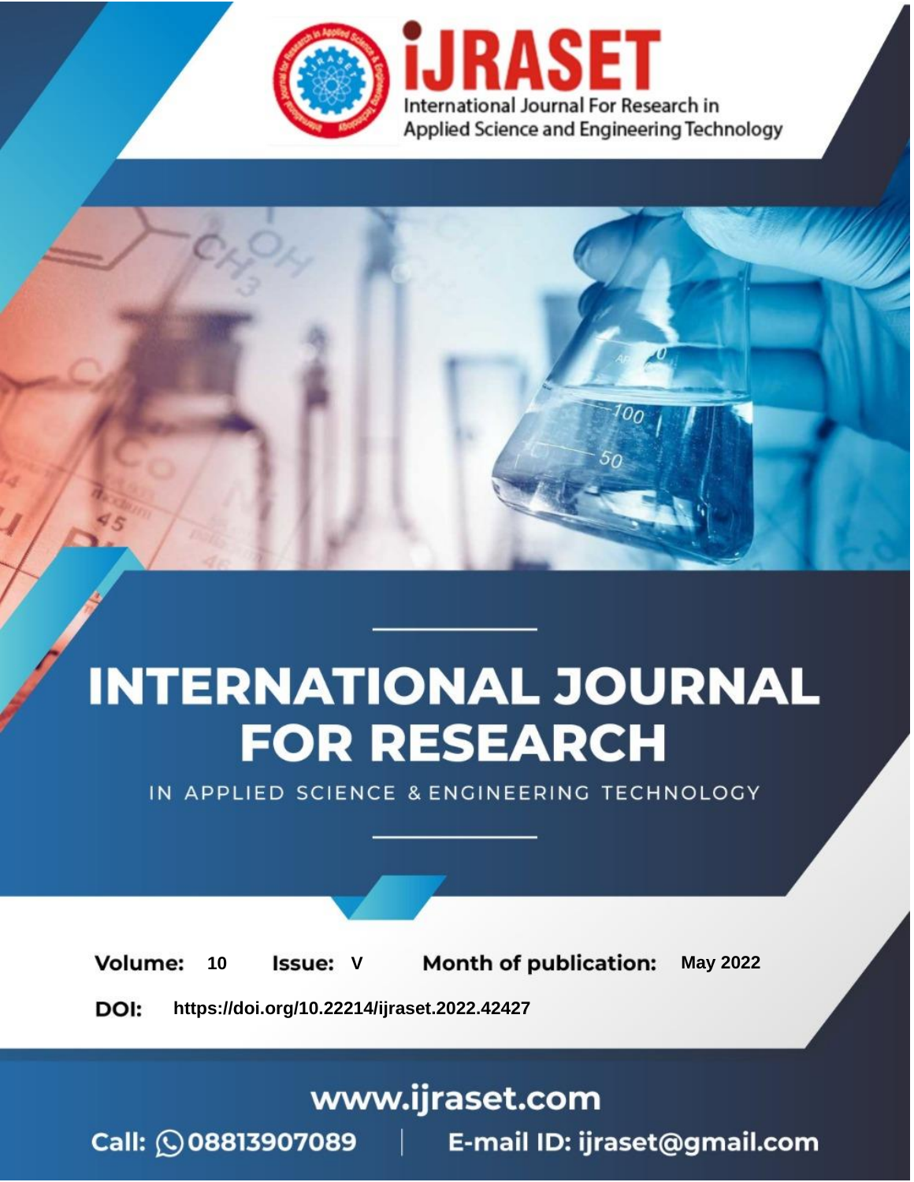# iJRASET

International Journal For Research in Applied Science and Engineering Technology

# INTERNATIONAL JOURNAL FOR RESEARCH

IN APPLIED SCIENCE & ENGINEERING TECHNOLOGY

**Volume:** 10 **Issue:** V **Month of publication:** May 2022

**DOI:** https://doi.org/10.22214/ijraset.2022.42427

www.ijraset.com

Call: 08813907089 | E-mail ID: ijraset@gmail.com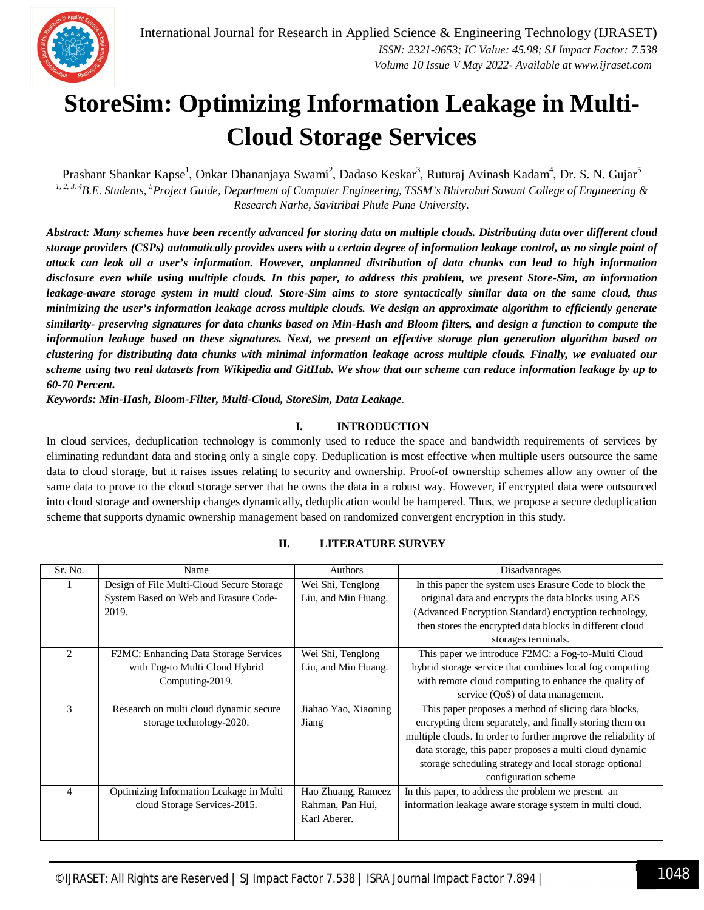# StoreSim: Optimizing Information Leakage in Multi-Cloud Storage Services

Prashant Shankar Kapse[1], Onkar Dhananjaya Swami[2], Dadaso Keskar[3], Ruturaj Avinash Kadam[4], Dr. S. N. Gujar[5]

[1, 2, 3, 4]B.E. Students, [5]Project Guide, Department of Computer Engineering, TSSM's Bhivrabai Sawant College of Engineering & Research Narhe, Savitribai Phule Pune University.

***Abstract:** Many schemes have been recently advanced for storing data on multiple clouds. Distributing data over different cloud storage providers (CSPs) automatically provides users with a certain degree of information leakage control, as no single point of attack can leak all a user's information. However, unplanned distribution of data chunks can lead to high information disclosure even while using multiple clouds. In this paper, to address this problem, we present Store-Sim, an information leakage-aware storage system in multi cloud. Store-Sim aims to store syntactically similar data on the same cloud, thus minimizing the user's information leakage across multiple clouds. We design an approximate algorithm to efficiently generate similarity- preserving signatures for data chunks based on Min-Hash and Bloom filters, and design a function to compute the information leakage based on these signatures. Next, we present an effective storage plan generation algorithm based on clustering for distributing data chunks with minimal information leakage across multiple clouds. Finally, we evaluated our scheme using two real datasets from Wikipedia and GitHub. We show that our scheme can reduce information leakage by up to 60-70 Percent.*

***Keywords:** Min-Hash, Bloom-Filter, Multi-Cloud, StoreSim, Data Leakage.*

## I. INTRODUCTION

In cloud services, deduplication technology is commonly used to reduce the space and bandwidth requirements of services by eliminating redundant data and storing only a single copy. Deduplication is most effective when multiple users outsource the same data to cloud storage, but it raises issues relating to security and ownership. Proof-of ownership schemes allow any owner of the same data to prove to the cloud storage server that he owns the data in a robust way. However, if encrypted data were outsourced into cloud storage and ownership changes dynamically, deduplication would be hampered. Thus, we propose a secure deduplication scheme that supports dynamic ownership management based on randomized convergent encryption in this study.

## II. LITERATURE SURVEY

| Sr. No. | Name | Authors | Disadvantages |
|---|---|---|---|
| 1 | Design of File Multi-Cloud Secure Storage System Based on Web and Erasure Code-2019. | Wei Shi, Tenglong Liu, and Min Huang. | In this paper the system uses Erasure Code to block the original data and encrypts the data blocks using AES (Advanced Encryption Standard) encryption technology, then stores the encrypted data blocks in different cloud storages terminals. |
| 2 | F2MC: Enhancing Data Storage Services with Fog-to Multi Cloud Hybrid Computing-2019. | Wei Shi, Tenglong Liu, and Min Huang. | This paper we introduce F2MC: a Fog-to-Multi Cloud hybrid storage service that combines local fog computing with remote cloud computing to enhance the quality of service (QoS) of data management. |
| 3 | Research on multi cloud dynamic secure storage technology-2020. | Jiahao Yao, Xiaoning Jiang | This paper proposes a method of slicing data blocks, encrypting them separately, and finally storing them on multiple clouds. In order to further improve the reliability of data storage, this paper proposes a multi cloud dynamic storage scheduling strategy and local storage optional configuration scheme |
| 4 | Optimizing Information Leakage in Multi cloud Storage Services-2015. | Hao Zhuang, Rameez Rahman, Pan Hui, Karl Aberer. | In this paper, to address the problem we present an information leakage aware storage system in multi cloud. |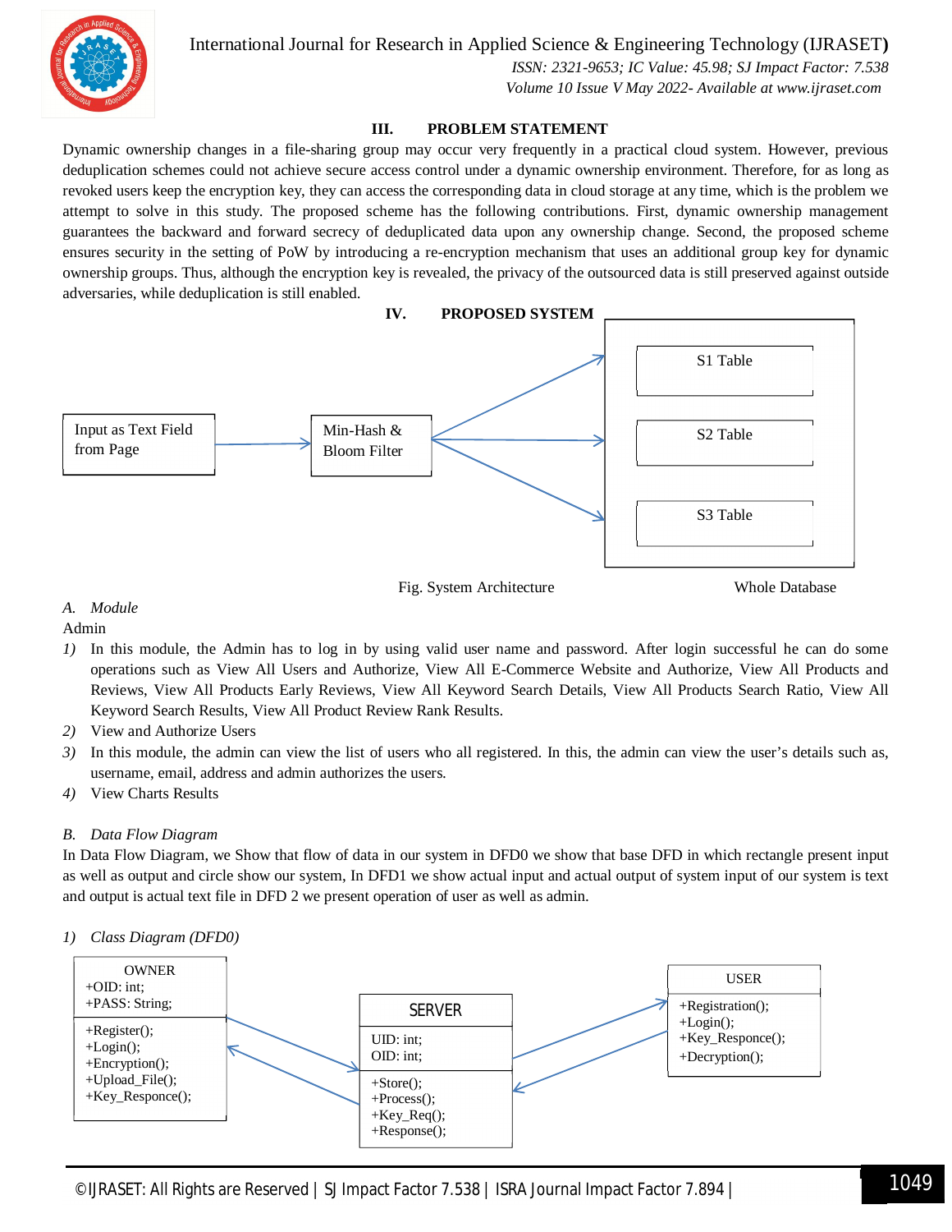## III. PROBLEM STATEMENT

Dynamic ownership changes in a file-sharing group may occur very frequently in a practical cloud system. However, previous deduplication schemes could not achieve secure access control under a dynamic ownership environment. Therefore, for as long as revoked users keep the encryption key, they can access the corresponding data in cloud storage at any time, which is the problem we attempt to solve in this study. The proposed scheme has the following contributions. First, dynamic ownership management guarantees the backward and forward secrecy of deduplicated data upon any ownership change. Second, the proposed scheme ensures security in the setting of PoW by introducing a re-encryption mechanism that uses an additional group key for dynamic ownership groups. Thus, although the encryption key is revealed, the privacy of the outsourced data is still preserved against outside adversaries, while deduplication is still enabled.

## IV. PROPOSED SYSTEM

Input as Text Field from Page → Min-Hash & Bloom Filter → S1 Table, S2 Table, S3 Table (Whole Database)

Fig. System Architecture

### A. Module

Admin

1) In this module, the Admin has to log in by using valid user name and password. After login successful he can do some operations such as View All Users and Authorize, View All E-Commerce Website and Authorize, View All Products and Reviews, View All Products Early Reviews, View All Keyword Search Details, View All Products Search Ratio, View All Keyword Search Results, View All Product Review Rank Results.
2) View and Authorize Users
3) In this module, the admin can view the list of users who all registered. In this, the admin can view the user's details such as, username, email, address and admin authorizes the users.
4) View Charts Results

### B. Data Flow Diagram

In Data Flow Diagram, we Show that flow of data in our system in DFD0 we show that base DFD in which rectangle present input as well as output and circle show our system, In DFD1 we show actual input and actual output of system input of our system is text and output is actual text file in DFD 2 we present operation of user as well as admin.

#### 1) Class Diagram (DFD0)

OWNER: +OID: int; +PASS: String; +Register(); +Login(); +Encryption(); +Upload_File(); +Key_Responce();

SERVER: UID: int; OID: int; +Store(); +Process(); +Key_Req(); +Response();

USER: +Registration(); +Login(); +Key_Responce(); +Decryption();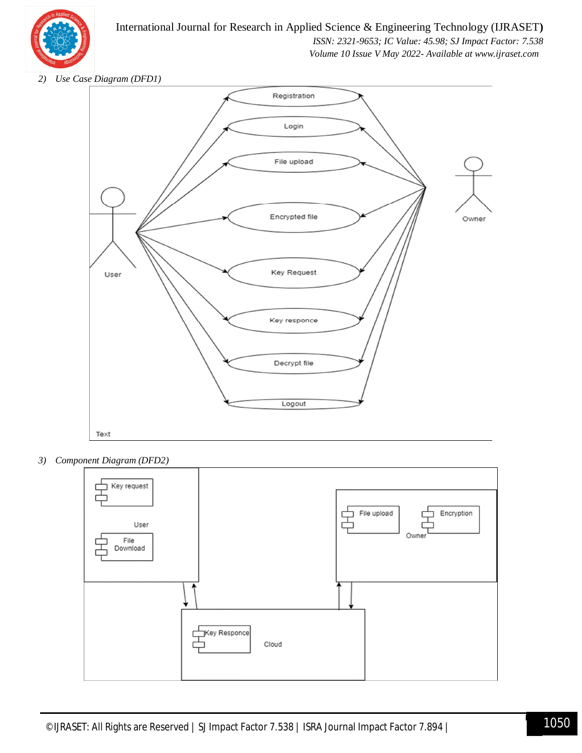*2) Use Case Diagram (DFD1)*

Registration

Login

File upload

Encrypted file

Key Request

Key responce

Decrypt file

Logout

User

Owner

Text

*3) Component Diagram (DFD2)*

Key request

User

File Download

File upload

Encryption

Owner

Key Responce

Cloud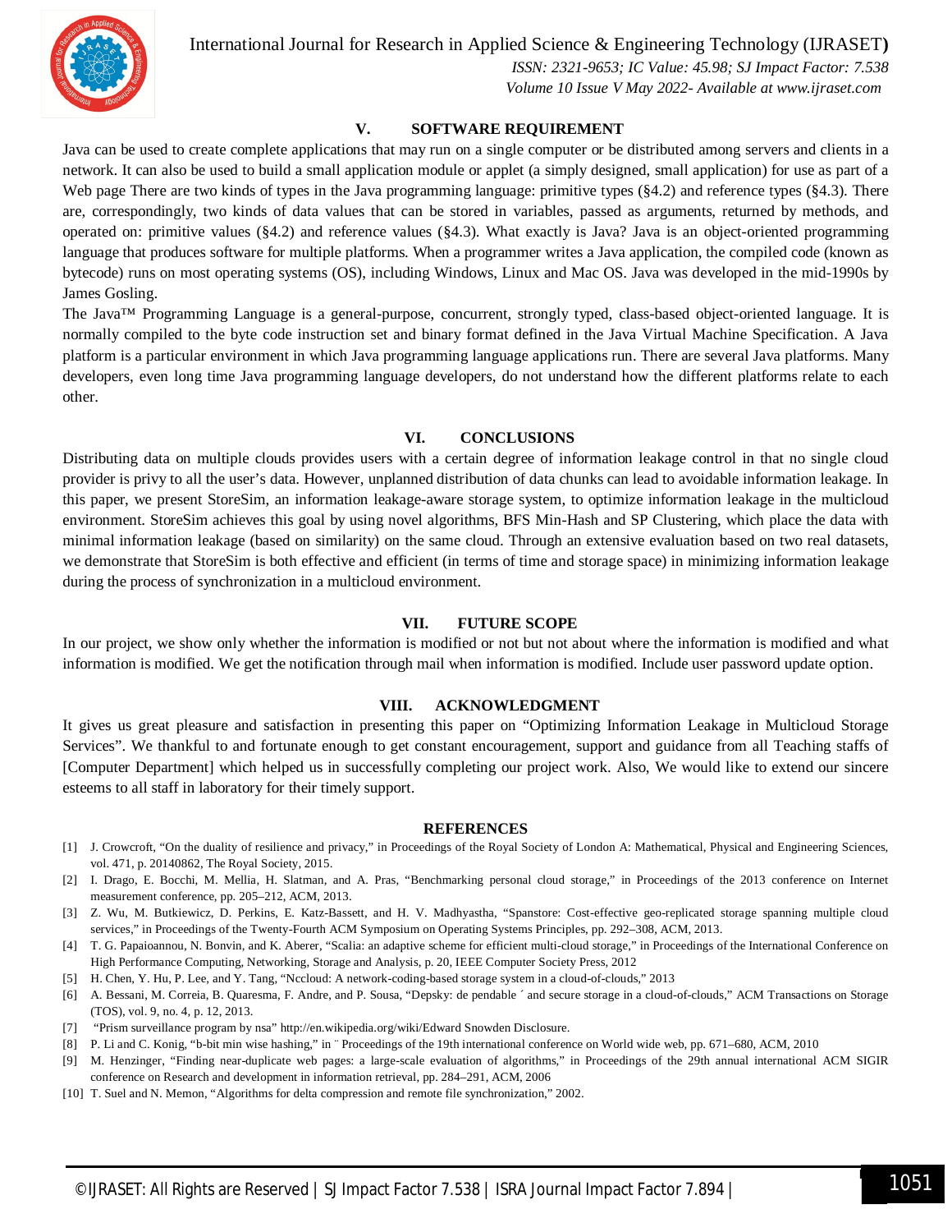## V. SOFTWARE REQUIREMENT

Java can be used to create complete applications that may run on a single computer or be distributed among servers and clients in a network. It can also be used to build a small application module or applet (a simply designed, small application) for use as part of a Web page There are two kinds of types in the Java programming language: primitive types (§4.2) and reference types (§4.3). There are, correspondingly, two kinds of data values that can be stored in variables, passed as arguments, returned by methods, and operated on: primitive values (§4.2) and reference values (§4.3). What exactly is Java? Java is an object-oriented programming language that produces software for multiple platforms. When a programmer writes a Java application, the compiled code (known as bytecode) runs on most operating systems (OS), including Windows, Linux and Mac OS. Java was developed in the mid-1990s by James Gosling.

The Java™ Programming Language is a general-purpose, concurrent, strongly typed, class-based object-oriented language. It is normally compiled to the byte code instruction set and binary format defined in the Java Virtual Machine Specification. A Java platform is a particular environment in which Java programming language applications run. There are several Java platforms. Many developers, even long time Java programming language developers, do not understand how the different platforms relate to each other.

## VI. CONCLUSIONS

Distributing data on multiple clouds provides users with a certain degree of information leakage control in that no single cloud provider is privy to all the user's data. However, unplanned distribution of data chunks can lead to avoidable information leakage. In this paper, we present StoreSim, an information leakage-aware storage system, to optimize information leakage in the multicloud environment. StoreSim achieves this goal by using novel algorithms, BFS Min-Hash and SP Clustering, which place the data with minimal information leakage (based on similarity) on the same cloud. Through an extensive evaluation based on two real datasets, we demonstrate that StoreSim is both effective and efficient (in terms of time and storage space) in minimizing information leakage during the process of synchronization in a multicloud environment.

## VII. FUTURE SCOPE

In our project, we show only whether the information is modified or not but not about where the information is modified and what information is modified. We get the notification through mail when information is modified. Include user password update option.

## VIII. ACKNOWLEDGMENT

It gives us great pleasure and satisfaction in presenting this paper on "Optimizing Information Leakage in Multicloud Storage Services". We thankful to and fortunate enough to get constant encouragement, support and guidance from all Teaching staffs of [Computer Department] which helped us in successfully completing our project work. Also, We would like to extend our sincere esteems to all staff in laboratory for their timely support.

## REFERENCES

[1] J. Crowcroft, "On the duality of resilience and privacy," in Proceedings of the Royal Society of London A: Mathematical, Physical and Engineering Sciences, vol. 471, p. 20140862, The Royal Society, 2015.

[2] I. Drago, E. Bocchi, M. Mellia, H. Slatman, and A. Pras, "Benchmarking personal cloud storage," in Proceedings of the 2013 conference on Internet measurement conference, pp. 205–212, ACM, 2013.

[3] Z. Wu, M. Butkiewicz, D. Perkins, E. Katz-Bassett, and H. V. Madhyastha, "Spanstore: Cost-effective geo-replicated storage spanning multiple cloud services," in Proceedings of the Twenty-Fourth ACM Symposium on Operating Systems Principles, pp. 292–308, ACM, 2013.

[4] T. G. Papaioannou, N. Bonvin, and K. Aberer, "Scalia: an adaptive scheme for efficient multi-cloud storage," in Proceedings of the International Conference on High Performance Computing, Networking, Storage and Analysis, p. 20, IEEE Computer Society Press, 2012

[5] H. Chen, Y. Hu, P. Lee, and Y. Tang, "Nccloud: A network-coding-based storage system in a cloud-of-clouds," 2013

[6] A. Bessani, M. Correia, B. Quaresma, F. Andre, and P. Sousa, "Depsky: de pendable ´ and secure storage in a cloud-of-clouds," ACM Transactions on Storage (TOS), vol. 9, no. 4, p. 12, 2013.

[7] "Prism surveillance program by nsa" http://en.wikipedia.org/wiki/Edward Snowden Disclosure.

[8] P. Li and C. Konig, "b-bit min wise hashing," in ¨ Proceedings of the 19th international conference on World wide web, pp. 671–680, ACM, 2010

[9] M. Henzinger, "Finding near-duplicate web pages: a large-scale evaluation of algorithms," in Proceedings of the 29th annual international ACM SIGIR conference on Research and development in information retrieval, pp. 284–291, ACM, 2006

[10] T. Suel and N. Memon, "Algorithms for delta compression and remote file synchronization," 2002.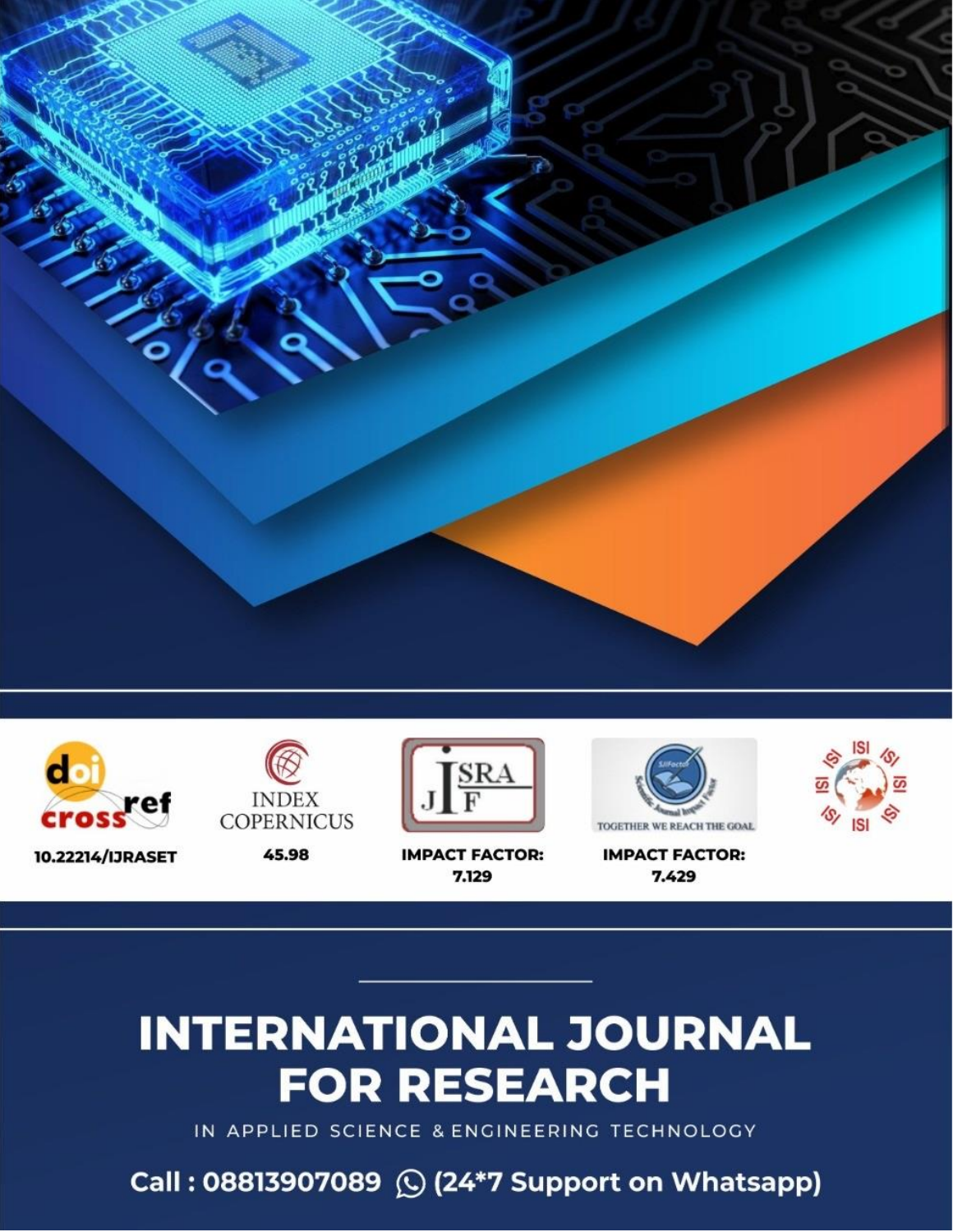10.22214/IJRASET

INDEX COPERNICUS

45.98

IMPACT FACTOR: 7.129

IMPACT FACTOR: 7.429

# INTERNATIONAL JOURNAL FOR RESEARCH

IN APPLIED SCIENCE & ENGINEERING TECHNOLOGY

Call : 08813907089 (24*7 Support on Whatsapp)